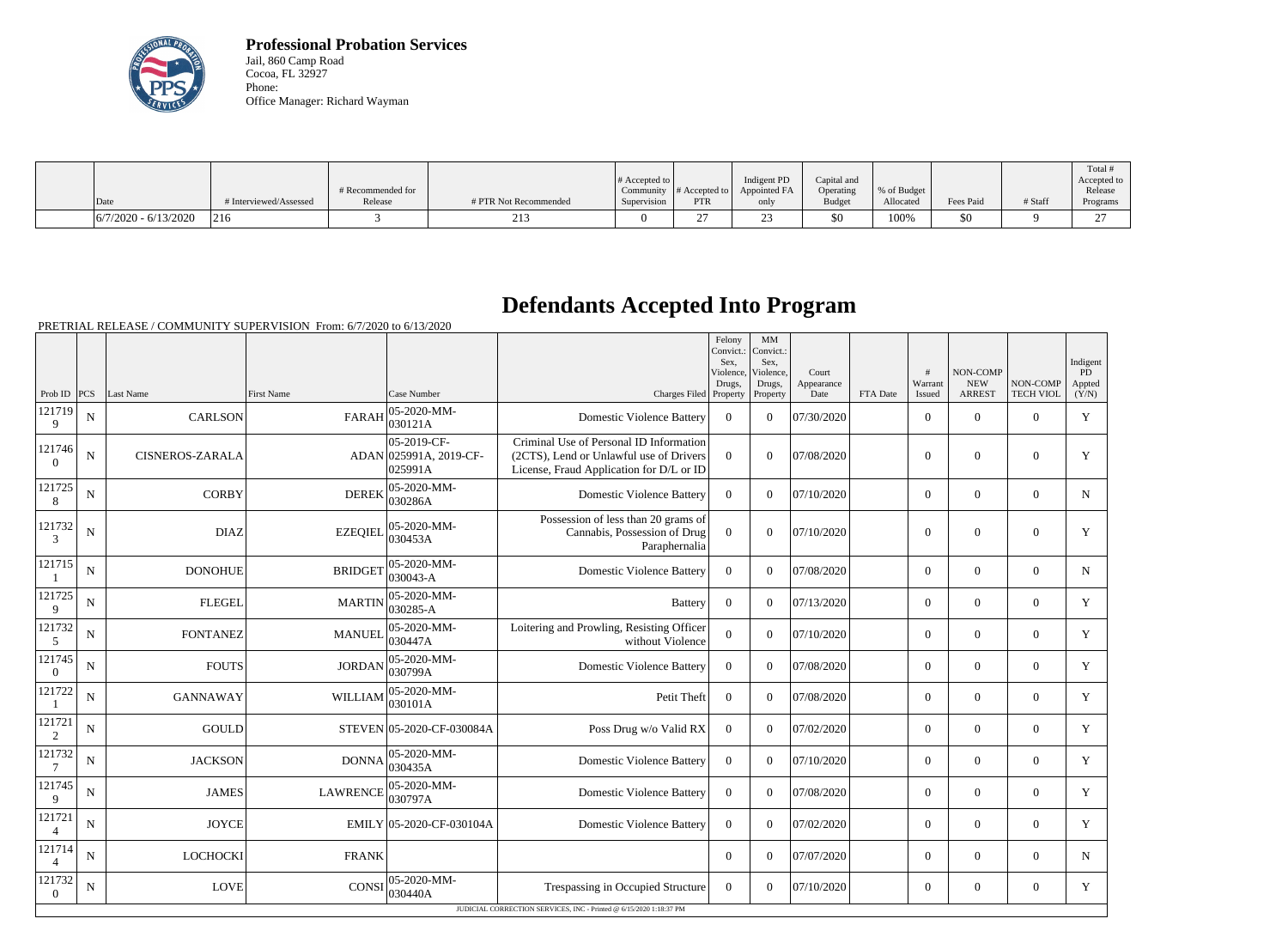**Professional Probation Services**
Jail, 860 Camp Road
Cocoa, FL 32927
Phone:
Office Manager: Richard Wayman

| Date | # Interviewed/Assessed | # Recommended for Release | # PTR Not Recommended | # Accepted to Community Supervision | # Accepted to PTR | Indigent PD Appointed FA only | Capital and Operating Budget | % of Budget Allocated | Fees Paid | # Staff | Total # Accepted to Release Programs |
|---|---|---|---|---|---|---|---|---|---|---|---|
| 6/7/2020 - 6/13/2020 | 216 | 3 | 213 | 0 | 27 | 23 | $0 | 100% | $0 | 9 | 27 |

# Defendants Accepted Into Program

PRETRIAL RELEASE / COMMUNITY SUPERVISION From: 6/7/2020 to 6/13/2020

| Prob ID | PCS | Last Name | First Name | Case Number | Charges Filed | Felony Convict.: Sex, Violence, Drugs, Property | MM Convict.: Sex, Violence, Drugs, Property | Court Appearance Date | FTA Date | # Warrant Issued | NON-COMP NEW ARREST | NON-COMP TECH VIOL | Indigent PD Appted (Y/N) |
|---|---|---|---|---|---|---|---|---|---|---|---|---|---|
| 1217199 | N | CARLSON | FARAH | 05-2020-MM-030121A | Domestic Violence Battery | 0 | 0 | 07/30/2020 | | 0 | 0 | 0 | Y |
| 1217460 | N | CISNEROS-ZARALA | ADAN | 05-2019-CF-025991A, 2019-CF-025991A | Criminal Use of Personal ID Information (2CTS), Lend or Unlawful use of Drivers License, Fraud Application for D/L or ID | 0 | 0 | 07/08/2020 | | 0 | 0 | 0 | Y |
| 1217258 | N | CORBY | DEREK | 05-2020-MM-030286A | Domestic Violence Battery | 0 | 0 | 07/10/2020 | | 0 | 0 | 0 | N |
| 1217323 | N | DIAZ | EZEQIEL | 05-2020-MM-030453A | Possession of less than 20 grams of Cannabis, Possession of Drug Paraphernalia | 0 | 0 | 07/10/2020 | | 0 | 0 | 0 | Y |
| 1217151 | N | DONOHUE | BRIDGET | 05-2020-MM-030043-A | Domestic Violence Battery | 0 | 0 | 07/08/2020 | | 0 | 0 | 0 | N |
| 1217259 | N | FLEGEL | MARTIN | 05-2020-MM-030285-A | Battery | 0 | 0 | 07/13/2020 | | 0 | 0 | 0 | Y |
| 1217325 | N | FONTANEZ | MANUEL | 05-2020-MM-030447A | Loitering and Prowling, Resisting Officer without Violence | 0 | 0 | 07/10/2020 | | 0 | 0 | 0 | Y |
| 1217450 | N | FOUTS | JORDAN | 05-2020-MM-030799A | Domestic Violence Battery | 0 | 0 | 07/08/2020 | | 0 | 0 | 0 | Y |
| 1217221 | N | GANNAWAY | WILLIAM | 05-2020-MM-030101A | Petit Theft | 0 | 0 | 07/08/2020 | | 0 | 0 | 0 | Y |
| 1217212 | N | GOULD | STEVEN | 05-2020-CF-030084A | Poss Drug w/o Valid RX | 0 | 0 | 07/02/2020 | | 0 | 0 | 0 | Y |
| 1217327 | N | JACKSON | DONNA | 05-2020-MM-030435A | Domestic Violence Battery | 0 | 0 | 07/10/2020 | | 0 | 0 | 0 | Y |
| 1217459 | N | JAMES | LAWRENCE | 05-2020-MM-030797A | Domestic Violence Battery | 0 | 0 | 07/08/2020 | | 0 | 0 | 0 | Y |
| 1217214 | N | JOYCE | EMILY | 05-2020-CF-030104A | Domestic Violence Battery | 0 | 0 | 07/02/2020 | | 0 | 0 | 0 | Y |
| 1217144 | N | LOCHOCKI | FRANK | | | 0 | 0 | 07/07/2020 | | 0 | 0 | 0 | N |
| 1217320 | N | LOVE | CONSI | 05-2020-MM-030440A | Trespassing in Occupied Structure | 0 | 0 | 07/10/2020 | | 0 | 0 | 0 | Y |

JUDICIAL CORRECTION SERVICES, INC - Printed @ 6/15/2020 1:18:37 PM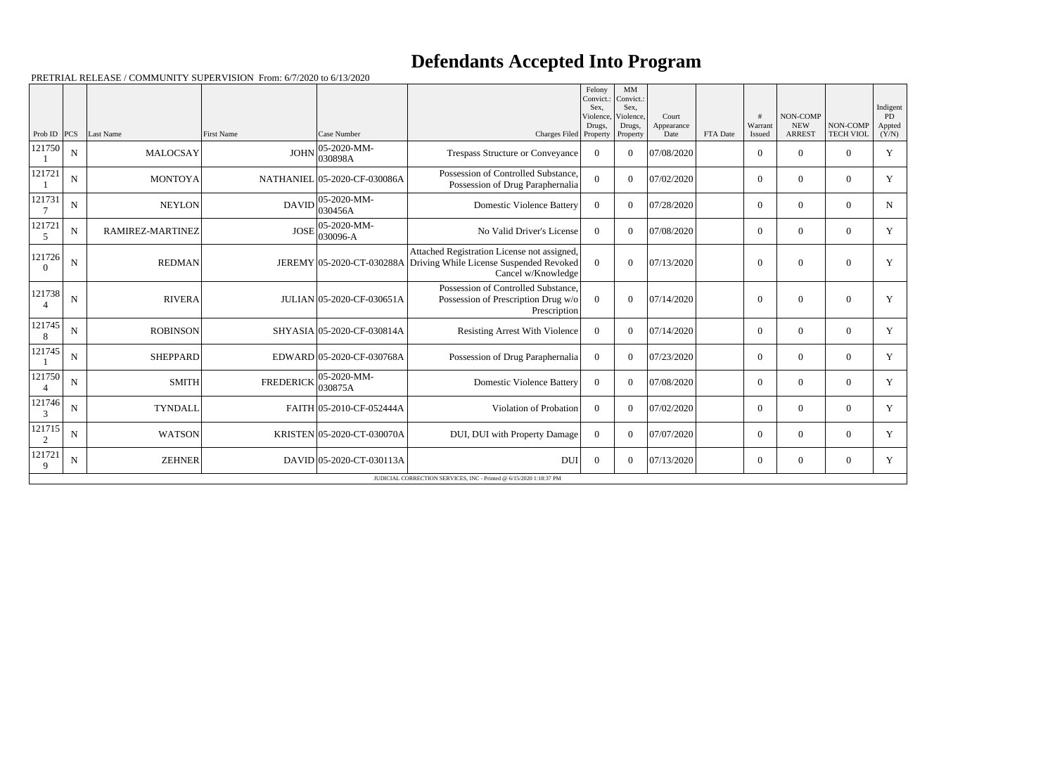# Defendants Accepted Into Program

PRETRIAL RELEASE / COMMUNITY SUPERVISION From: 6/7/2020 to 6/13/2020

| Prob ID | PCS | Last Name | First Name | Case Number | Charges Filed | Felony Convict.: Sex, Violence, Drugs, Property | MM Convict.: Sex, Violence, Drugs, Property | Court Appearance Date | FTA Date | # Warrant Issued | NON-COMP NEW ARREST | NON-COMP TECH VIOL | Indigent PD Appted (Y/N) |
|---|---|---|---|---|---|---|---|---|---|---|---|---|---|
| 1217501 | N | MALOCSAY | JOHN | 05-2020-MM-030898A | Trespass Structure or Conveyance | 0 | 0 | 07/08/2020 | | 0 | 0 | 0 | Y |
| 1217211 | N | MONTOYA | NATHANIEL | 05-2020-CF-030086A | Possession of Controlled Substance, Possession of Drug Paraphernalia | 0 | 0 | 07/02/2020 | | 0 | 0 | 0 | Y |
| 1217317 | N | NEYLON | DAVID | 05-2020-MM-030456A | Domestic Violence Battery | 0 | 0 | 07/28/2020 | | 0 | 0 | 0 | N |
| 1217215 | N | RAMIREZ-MARTINEZ | JOSE | 05-2020-MM-030096-A | No Valid Driver's License | 0 | 0 | 07/08/2020 | | 0 | 0 | 0 | Y |
| 1217260 | N | REDMAN | JEREMY | 05-2020-CT-030288A | Attached Registration License not assigned, Driving While License Suspended Revoked Cancel w/Knowledge | 0 | 0 | 07/13/2020 | | 0 | 0 | 0 | Y |
| 1217384 | N | RIVERA | JULIAN | 05-2020-CF-030651A | Possession of Controlled Substance, Possession of Prescription Drug w/o Prescription | 0 | 0 | 07/14/2020 | | 0 | 0 | 0 | Y |
| 1217458 | N | ROBINSON | SHYASIA | 05-2020-CF-030814A | Resisting Arrest With Violence | 0 | 0 | 07/14/2020 | | 0 | 0 | 0 | Y |
| 1217451 | N | SHEPPARD | EDWARD | 05-2020-CF-030768A | Possession of Drug Paraphernalia | 0 | 0 | 07/23/2020 | | 0 | 0 | 0 | Y |
| 1217504 | N | SMITH | FREDERICK | 05-2020-MM-030875A | Domestic Violence Battery | 0 | 0 | 07/08/2020 | | 0 | 0 | 0 | Y |
| 1217463 | N | TYNDALL | FAITH | 05-2010-CF-052444A | Violation of Probation | 0 | 0 | 07/02/2020 | | 0 | 0 | 0 | Y |
| 1217152 | N | WATSON | KRISTEN | 05-2020-CT-030070A | DUI, DUI with Property Damage | 0 | 0 | 07/07/2020 | | 0 | 0 | 0 | Y |
| 1217219 | N | ZEHNER | DAVID | 05-2020-CT-030113A | DUI | 0 | 0 | 07/13/2020 | | 0 | 0 | 0 | Y |

JUDICIAL CORRECTION SERVICES, INC - Printed @ 6/15/2020 1:18:37 PM